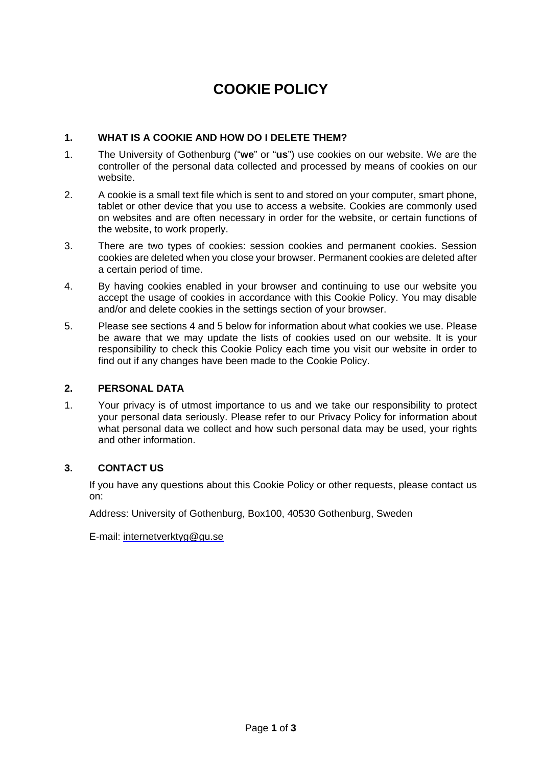# COOKIE POLICY

## 1. WHAT IS A COOKIE AND HOW DO I DELETE THEM?

1. The University of Gothenburg ("**we**" or "**us**") use cookies on our website. We are the controller of the personal data collected and processed by means of cookies on our website.
2. A cookie is a small text file which is sent to and stored on your computer, smart phone, tablet or other device that you use to access a website. Cookies are commonly used on websites and are often necessary in order for the website, or certain functions of the website, to work properly.
3. There are two types of cookies: session cookies and permanent cookies. Session cookies are deleted when you close your browser. Permanent cookies are deleted after a certain period of time.
4. By having cookies enabled in your browser and continuing to use our website you accept the usage of cookies in accordance with this Cookie Policy. You may disable and/or and delete cookies in the settings section of your browser.
5. Please see sections 4 and 5 below for information about what cookies we use. Please be aware that we may update the lists of cookies used on our website. It is your responsibility to check this Cookie Policy each time you visit our website in order to find out if any changes have been made to the Cookie Policy.

## 2. PERSONAL DATA

1. Your privacy is of utmost importance to us and we take our responsibility to protect your personal data seriously. Please refer to our Privacy Policy for information about what personal data we collect and how such personal data may be used, your rights and other information.

## 3. CONTACT US

If you have any questions about this Cookie Policy or other requests, please contact us on:

Address: University of Gothenburg, Box100, 40530 Gothenburg, Sweden

E-mail: internetverktyg@gu.se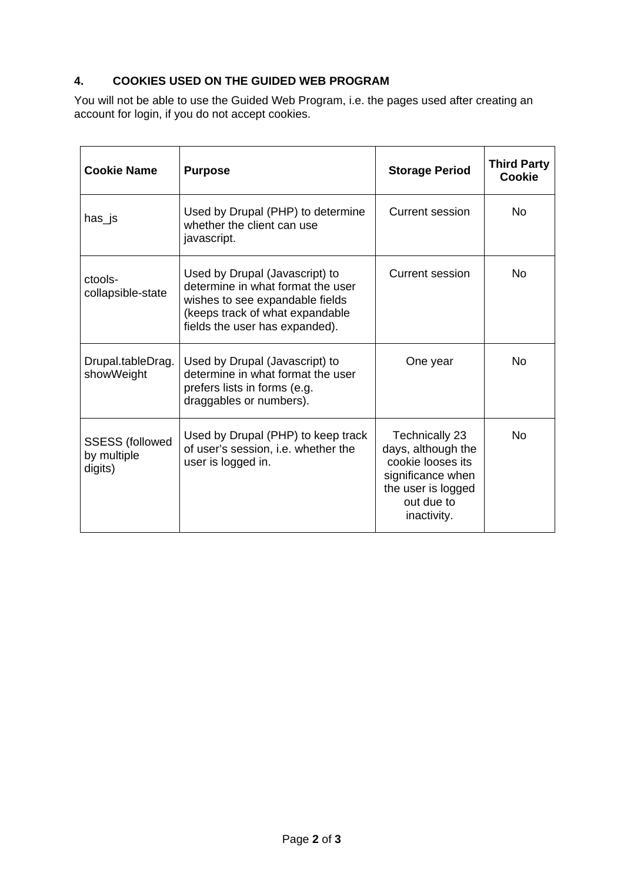## 4. COOKIES USED ON THE GUIDED WEB PROGRAM

You will not be able to use the Guided Web Program, i.e. the pages used after creating an account for login, if you do not accept cookies.

| Cookie Name | Purpose | Storage Period | Third Party Cookie |
|---|---|---|---|
| has_js | Used by Drupal (PHP) to determine whether the client can use javascript. | Current session | No |
| ctools-collapsible-state | Used by Drupal (Javascript) to determine in what format the user wishes to see expandable fields (keeps track of what expandable fields the user has expanded). | Current session | No |
| Drupal.tableDrag.showWeight | Used by Drupal (Javascript) to determine in what format the user prefers lists in forms (e.g. draggables or numbers). | One year | No |
| SSESS (followed by multiple digits) | Used by Drupal (PHP) to keep track of user's session, i.e. whether the user is logged in. | Technically 23 days, although the cookie looses its significance when the user is logged out due to inactivity. | No |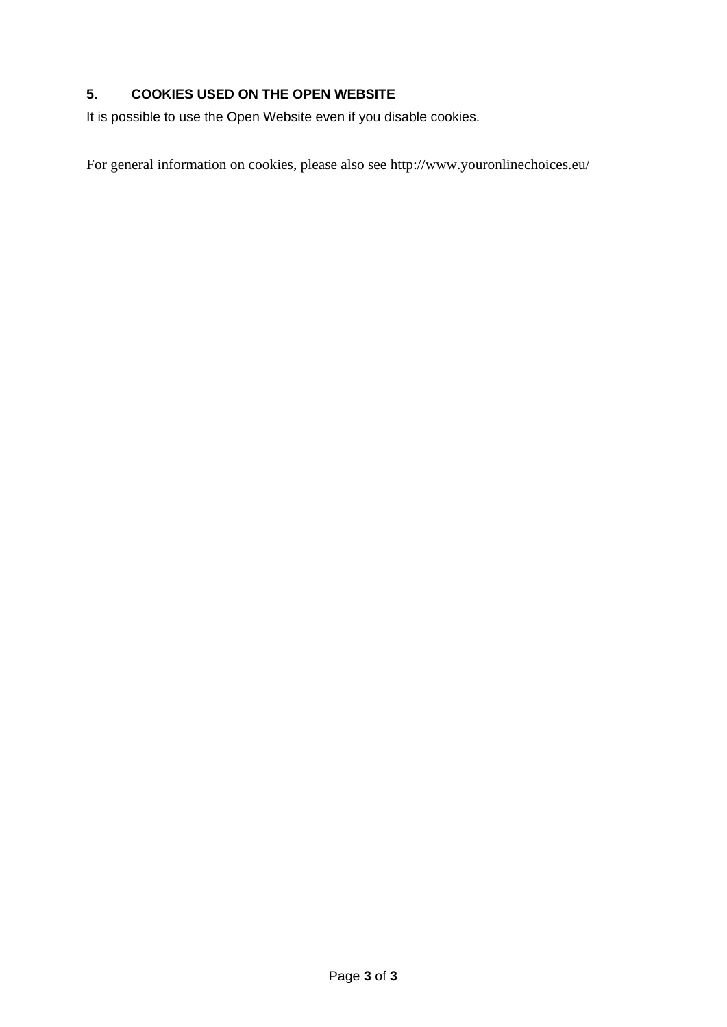## 5. COOKIES USED ON THE OPEN WEBSITE

It is possible to use the Open Website even if you disable cookies.

For general information on cookies, please also see http://www.youronlinechoices.eu/